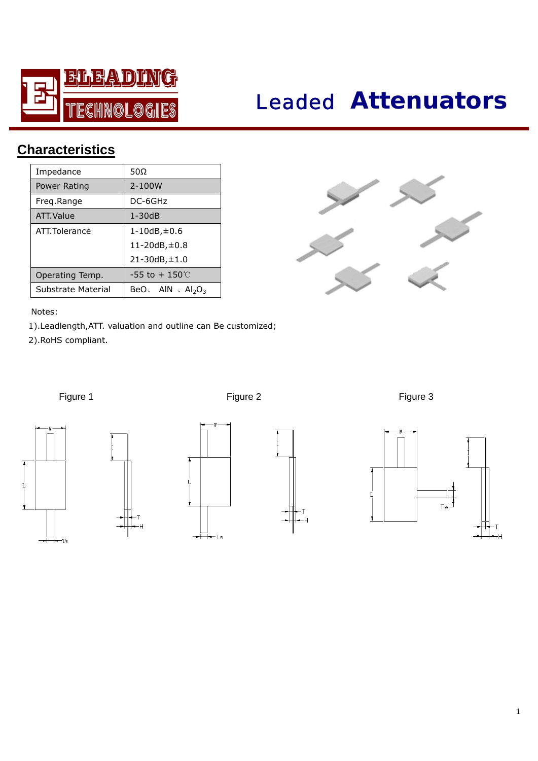# ELEADING TECHNOLOGIES

# Leaded **Attenuators**

## Characteristics

| Impedance | 50Ω |
|---|---|
| Power Rating | 2-100W |
| Freq.Range | DC-6GHz |
| ATT.Value | 1-30dB |
| ATT.Tolerance | 1-10dB,±0.6<br>11-20dB,±0.8<br>21-30dB,±1.0 |
| Operating Temp. | -55 to + 150℃ |
| Substrate Material | BeO、 AlN 、$Al_2O_3$ |

Notes:

1).Leadlength,ATT. valuation and outline can Be customized;

2).RoHS compliant.

Figure 1

Figure 2

Figure 3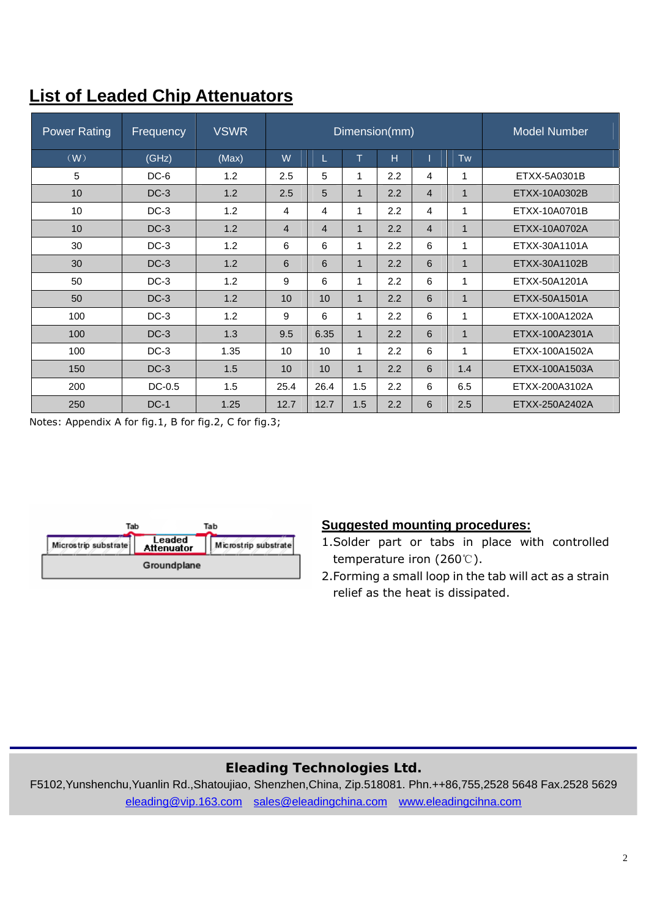## List of Leaded Chip Attenuators

| Power Rating | Frequency | VSWR | Dimension(mm) | | | | | | Model Number |
|---|---|---|---|---|---|---|---|---|---|
| （W） | (GHz) | (Max) | W | L | T | H | l | Tw | |
| 5 | DC-6 | 1.2 | 2.5 | 5 | 1 | 2.2 | 4 | 1 | ETXX-5A0301B |
| 10 | DC-3 | 1.2 | 2.5 | 5 | 1 | 2.2 | 4 | 1 | ETXX-10A0302B |
| 10 | DC-3 | 1.2 | 4 | 4 | 1 | 2.2 | 4 | 1 | ETXX-10A0701B |
| 10 | DC-3 | 1.2 | 4 | 4 | 1 | 2.2 | 4 | 1 | ETXX-10A0702A |
| 30 | DC-3 | 1.2 | 6 | 6 | 1 | 2.2 | 6 | 1 | ETXX-30A1101A |
| 30 | DC-3 | 1.2 | 6 | 6 | 1 | 2.2 | 6 | 1 | ETXX-30A1102B |
| 50 | DC-3 | 1.2 | 9 | 6 | 1 | 2.2 | 6 | 1 | ETXX-50A1201A |
| 50 | DC-3 | 1.2 | 10 | 10 | 1 | 2.2 | 6 | 1 | ETXX-50A1501A |
| 100 | DC-3 | 1.2 | 9 | 6 | 1 | 2.2 | 6 | 1 | ETXX-100A1202A |
| 100 | DC-3 | 1.3 | 9.5 | 6.35 | 1 | 2.2 | 6 | 1 | ETXX-100A2301A |
| 100 | DC-3 | 1.35 | 10 | 10 | 1 | 2.2 | 6 | 1 | ETXX-100A1502A |
| 150 | DC-3 | 1.5 | 10 | 10 | 1 | 2.2 | 6 | 1.4 | ETXX-100A1503A |
| 200 | DC-0.5 | 1.5 | 25.4 | 26.4 | 1.5 | 2.2 | 6 | 6.5 | ETXX-200A3102A |
| 250 | DC-1 | 1.25 | 12.7 | 12.7 | 1.5 | 2.2 | 6 | 2.5 | ETXX-250A2402A |

Notes: Appendix A for fig.1, B for fig.2, C for fig.3;

Tab
Tab
Microstrip substrate
Leaded Attenuator
Microstrip substrate
Groundplane

### Suggested mounting procedures:

1. Solder part or tabs in place with controlled temperature iron (260℃).
2. Forming a small loop in the tab will act as a strain relief as the heat is dissipated.

**Eleading Technologies Ltd.**

F5102,Yunshenchu,Yuanlin Rd.,Shatoujiao, Shenzhen,China, Zip.518081. Phn.++86,755,2528 5648 Fax.2528 5629

eleading@vip.163.com sales@eleadingchina.com www.eleadingcihna.com